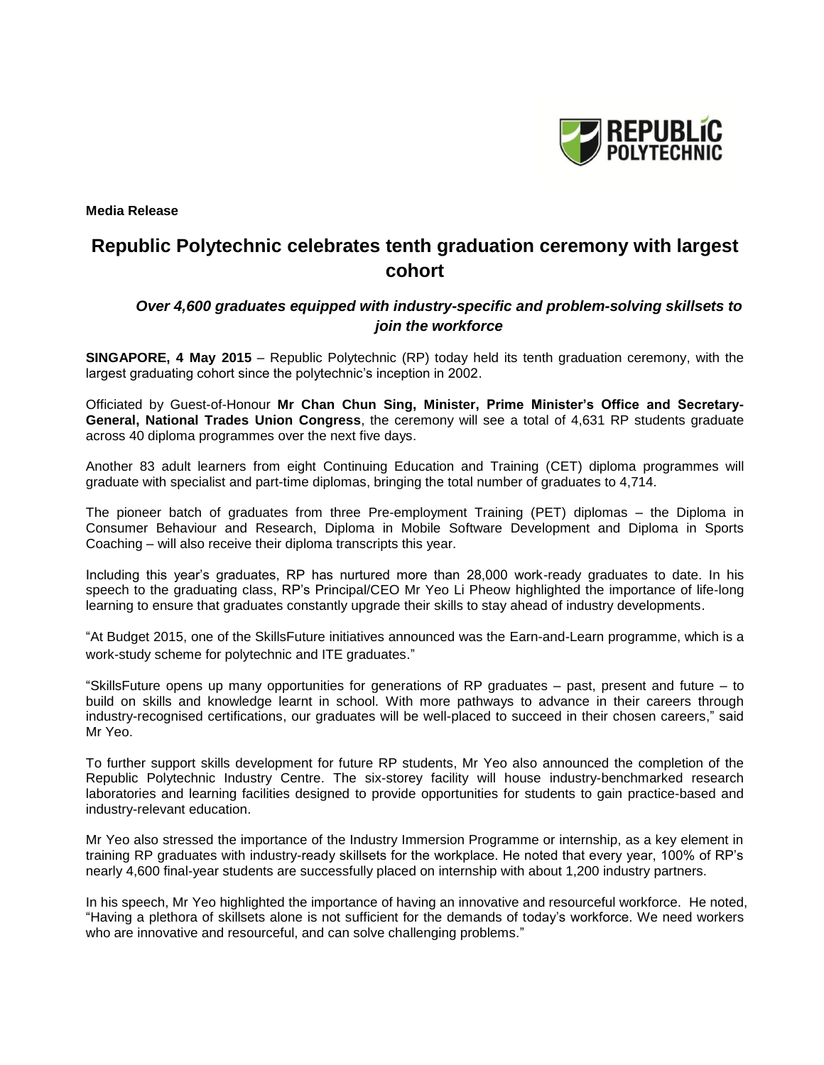**Media Release**

# Republic Polytechnic celebrates tenth graduation ceremony with largest cohort

### *Over 4,600 graduates equipped with industry-specific and problem-solving skillsets to join the workforce*

**SINGAPORE, 4 May 2015** – Republic Polytechnic (RP) today held its tenth graduation ceremony, with the largest graduating cohort since the polytechnic's inception in 2002.

Officiated by Guest-of-Honour **Mr Chan Chun Sing, Minister, Prime Minister's Office and Secretary-General, National Trades Union Congress**, the ceremony will see a total of 4,631 RP students graduate across 40 diploma programmes over the next five days.

Another 83 adult learners from eight Continuing Education and Training (CET) diploma programmes will graduate with specialist and part-time diplomas, bringing the total number of graduates to 4,714.

The pioneer batch of graduates from three Pre-employment Training (PET) diplomas – the Diploma in Consumer Behaviour and Research, Diploma in Mobile Software Development and Diploma in Sports Coaching – will also receive their diploma transcripts this year.

Including this year's graduates, RP has nurtured more than 28,000 work-ready graduates to date. In his speech to the graduating class, RP's Principal/CEO Mr Yeo Li Pheow highlighted the importance of life-long learning to ensure that graduates constantly upgrade their skills to stay ahead of industry developments.

"At Budget 2015, one of the SkillsFuture initiatives announced was the Earn-and-Learn programme, which is a work-study scheme for polytechnic and ITE graduates."

"SkillsFuture opens up many opportunities for generations of RP graduates – past, present and future – to build on skills and knowledge learnt in school. With more pathways to advance in their careers through industry-recognised certifications, our graduates will be well-placed to succeed in their chosen careers," said Mr Yeo.

To further support skills development for future RP students, Mr Yeo also announced the completion of the Republic Polytechnic Industry Centre. The six-storey facility will house industry-benchmarked research laboratories and learning facilities designed to provide opportunities for students to gain practice-based and industry-relevant education.

Mr Yeo also stressed the importance of the Industry Immersion Programme or internship, as a key element in training RP graduates with industry-ready skillsets for the workplace. He noted that every year, 100% of RP's nearly 4,600 final-year students are successfully placed on internship with about 1,200 industry partners.

In his speech, Mr Yeo highlighted the importance of having an innovative and resourceful workforce. He noted, "Having a plethora of skillsets alone is not sufficient for the demands of today's workforce. We need workers who are innovative and resourceful, and can solve challenging problems."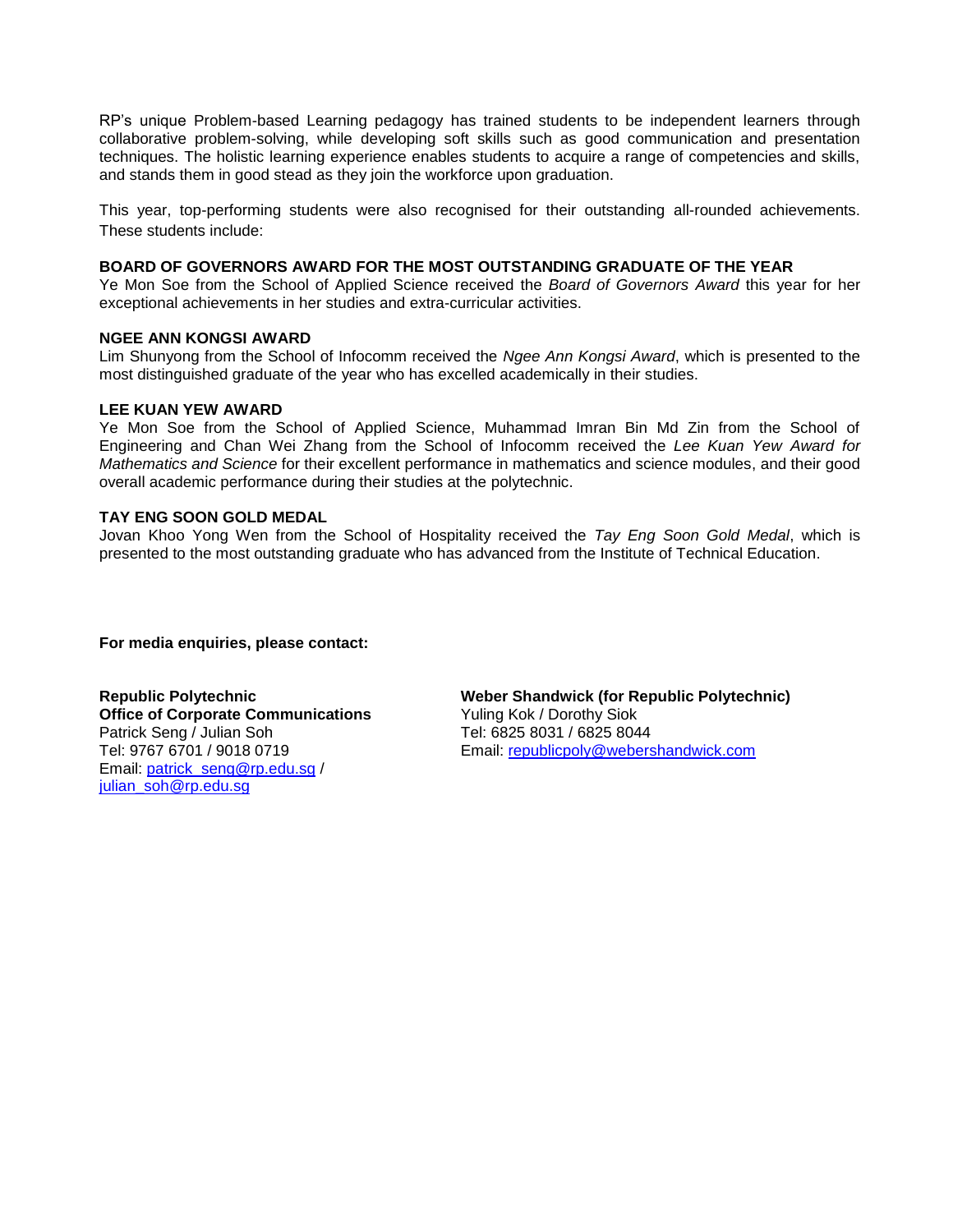RP's unique Problem-based Learning pedagogy has trained students to be independent learners through collaborative problem-solving, while developing soft skills such as good communication and presentation techniques. The holistic learning experience enables students to acquire a range of competencies and skills, and stands them in good stead as they join the workforce upon graduation.

This year, top-performing students were also recognised for their outstanding all-rounded achievements. These students include:

**BOARD OF GOVERNORS AWARD FOR THE MOST OUTSTANDING GRADUATE OF THE YEAR**

Ye Mon Soe from the School of Applied Science received the *Board of Governors Award* this year for her exceptional achievements in her studies and extra-curricular activities.

**NGEE ANN KONGSI AWARD**

Lim Shunyong from the School of Infocomm received the *Ngee Ann Kongsi Award*, which is presented to the most distinguished graduate of the year who has excelled academically in their studies.

**LEE KUAN YEW AWARD**

Ye Mon Soe from the School of Applied Science, Muhammad Imran Bin Md Zin from the School of Engineering and Chan Wei Zhang from the School of Infocomm received the *Lee Kuan Yew Award for Mathematics and Science* for their excellent performance in mathematics and science modules, and their good overall academic performance during their studies at the polytechnic.

**TAY ENG SOON GOLD MEDAL**

Jovan Khoo Yong Wen from the School of Hospitality received the *Tay Eng Soon Gold Medal*, which is presented to the most outstanding graduate who has advanced from the Institute of Technical Education.

**For media enquiries, please contact:**

**Republic Polytechnic**
**Office of Corporate Communications**
Patrick Seng / Julian Soh
Tel: 9767 6701 / 9018 0719
Email: patrick_seng@rp.edu.sg / julian_soh@rp.edu.sg

**Weber Shandwick (for Republic Polytechnic)**
Yuling Kok / Dorothy Siok
Tel: 6825 8031 / 6825 8044
Email: republicpoly@webershandwick.com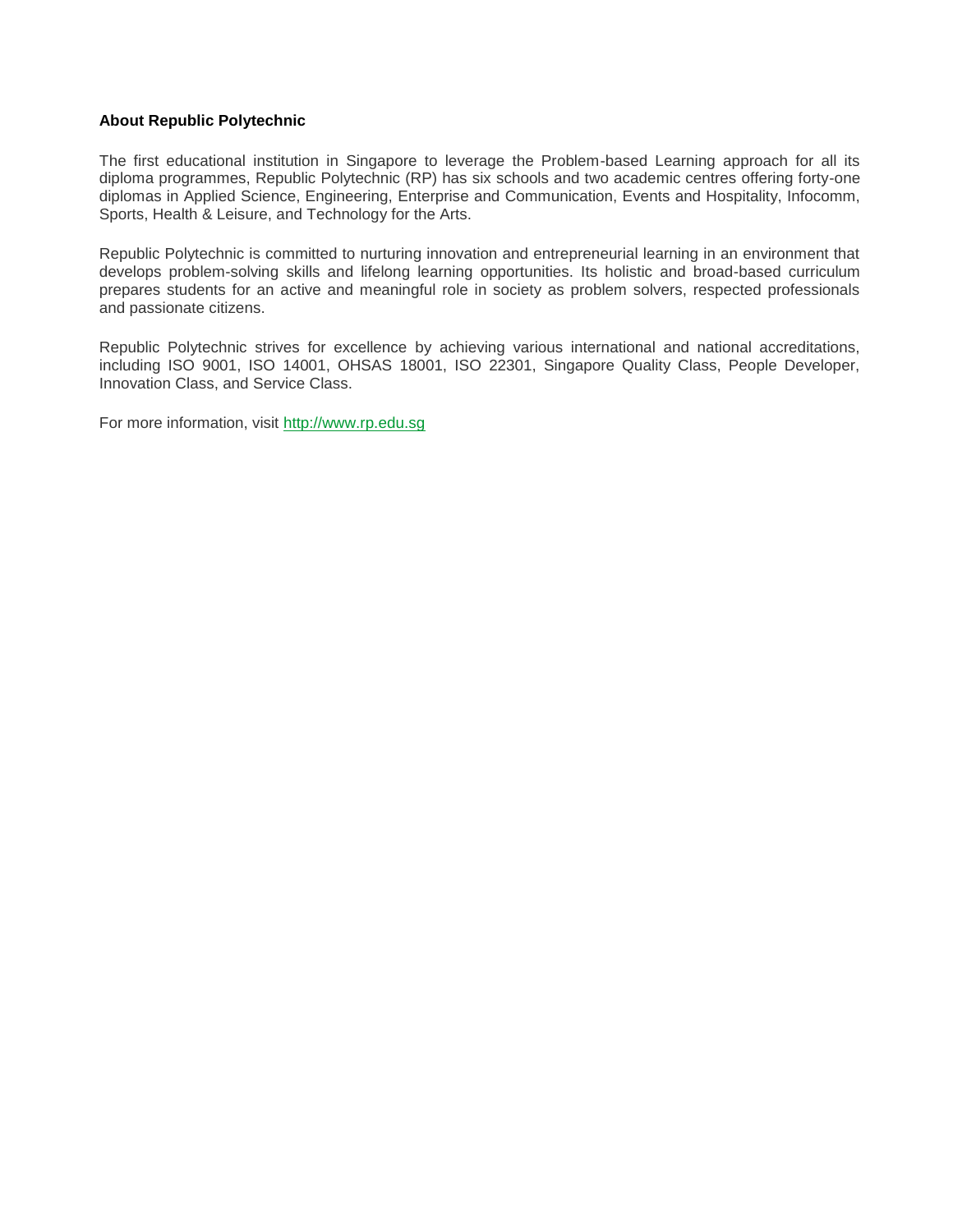**About Republic Polytechnic**

The first educational institution in Singapore to leverage the Problem-based Learning approach for all its diploma programmes, Republic Polytechnic (RP) has six schools and two academic centres offering forty-one diplomas in Applied Science, Engineering, Enterprise and Communication, Events and Hospitality, Infocomm, Sports, Health & Leisure, and Technology for the Arts.

Republic Polytechnic is committed to nurturing innovation and entrepreneurial learning in an environment that develops problem-solving skills and lifelong learning opportunities. Its holistic and broad-based curriculum prepares students for an active and meaningful role in society as problem solvers, respected professionals and passionate citizens.

Republic Polytechnic strives for excellence by achieving various international and national accreditations, including ISO 9001, ISO 14001, OHSAS 18001, ISO 22301, Singapore Quality Class, People Developer, Innovation Class, and Service Class.

For more information, visit [http://www.rp.edu.sg](http://www.rp.edu.sg)